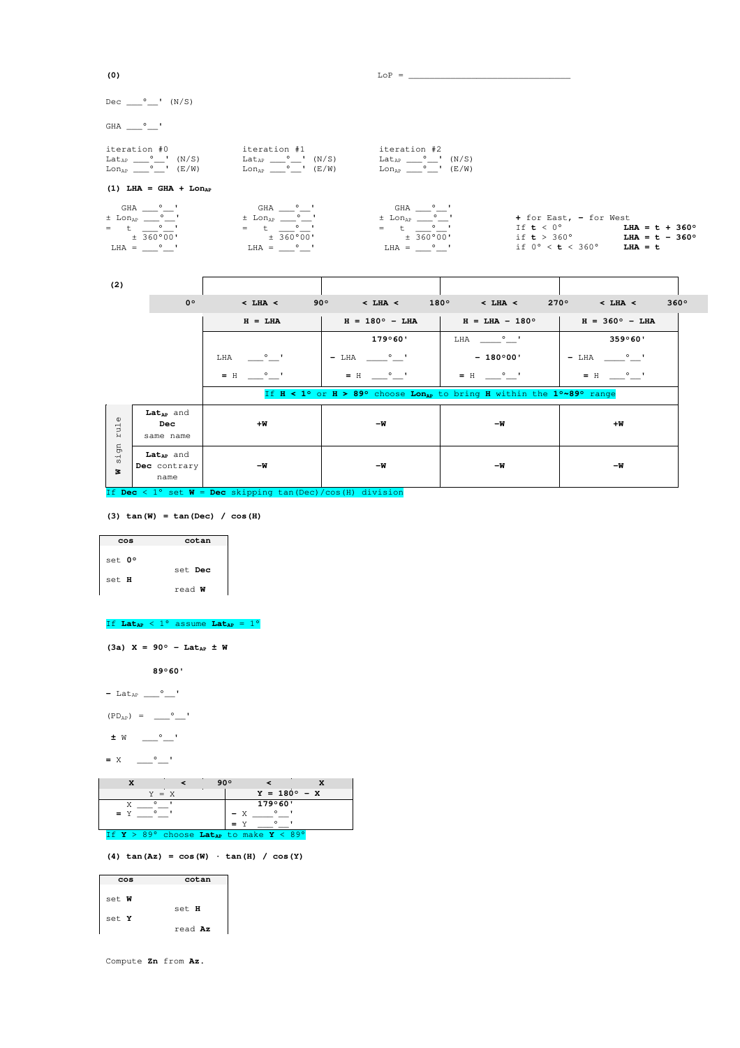**(0)** LoP = ________________________________

Dec \_\_\_°\_\_' (N/S)

GHA \_\_\_°\_\_'

| iteration #0 | iteration #1 | iteration #2 |
|---|---|---|
| $Lat_{AP}$ \_\_\_°\_\_' (N/S) | $Lat_{AP}$ \_\_\_°\_\_' (N/S) | $Lat_{AP}$ \_\_\_°\_\_' (N/S) |
| $Lon_{AP}$ \_\_\_°\_\_' (E/W) | $Lon_{AP}$ \_\_\_°\_\_' (E/W) | $Lon_{AP}$ \_\_\_°\_\_' (E/W) |

**(1) LHA = GHA + $Lon_{AP}$**

```
   GHA ___°__'            GHA ___°__'            GHA ___°__'
± LonAP ___°__'         ± LonAP ___°__'         ± LonAP ___°__'
=   t   ___°__'         =   t   ___°__'         =   t   ___°__'
     ± 360°00'               ± 360°00'               ± 360°00'
 LHA = ___°__'           LHA = ___°__'           LHA = ___°__'
```

**+** for East, **−** for West
If **t** < 0° **LHA = t + 360°**
if **t** > 360° **LHA = t − 360°**
if 0° < **t** < 360° **LHA = t**

**(2)**

| | | 0° < LHA < 90° | 90° < LHA < 180° | 180° < LHA < 270° | 270° < LHA < 360° |
|---|---|---|---|---|---|
| | | **H = LHA** | **H = 180° − LHA** | **H = LHA − 180°** | **H = 360° − LHA** |
| | | LHA \_\_\_°\_\_' <br> = H \_\_\_°\_\_' | 179°60' <br> − LHA \_\_\_°\_\_' <br> = H \_\_\_°\_\_' | LHA \_\_\_°\_\_' <br> − 180°00' <br> = H \_\_\_°\_\_' | 359°60' <br> − LHA \_\_\_°\_\_' <br> = H \_\_\_°\_\_' |
| | | If **H** < 1° or **H** > 89° choose **$Lon_{AP}$** to bring **H** within the **1°~89°** range | | | |
| **W** sign rule | **$Lat_{AP}$** and **Dec** same name | **+W** | **−W** | **−W** | **+W** |
| | **$Lat_{AP}$** and **Dec** contrary name | **−W** | **−W** | **−W** | **−W** |

If **Dec** < 1° set **W** = **Dec** skipping tan(Dec)/cos(H) division

**(3) tan(W) = tan(Dec) / cos(H)**

| cos | cotan |
|---|---|
| set **0°** | |
| | set **Dec** |
| set **H** | |
| | read **W** |

If **$Lat_{AP}$** < 1° assume **$Lat_{AP}$** = 1°

**(3a) X = 90° − $Lat_{AP}$ ± W**

```
        89°60'
− LatAP ___°__'
(PDAP) = ___°__'
 ± W    ___°__'
 = X    ___°__'
```

| X < 90° | 90° < X |
|---|---|
| Y = X | **Y = 180° − X** |
| X \_\_\_°\_\_' <br> = Y \_\_\_°\_\_' | 179°60' <br> − X \_\_\_°\_\_' <br> = Y \_\_\_°\_\_' |

If **Y** > 89° choose **$Lat_{AP}$** to make **Y** < 89°

**(4) tan(Az) = cos(W) · tan(H) / cos(Y)**

| cos | cotan |
|---|---|
| set **W** | |
| | set **H** |
| set **Y** | |
| | read **Az** |

Compute **Zn** from **Az**.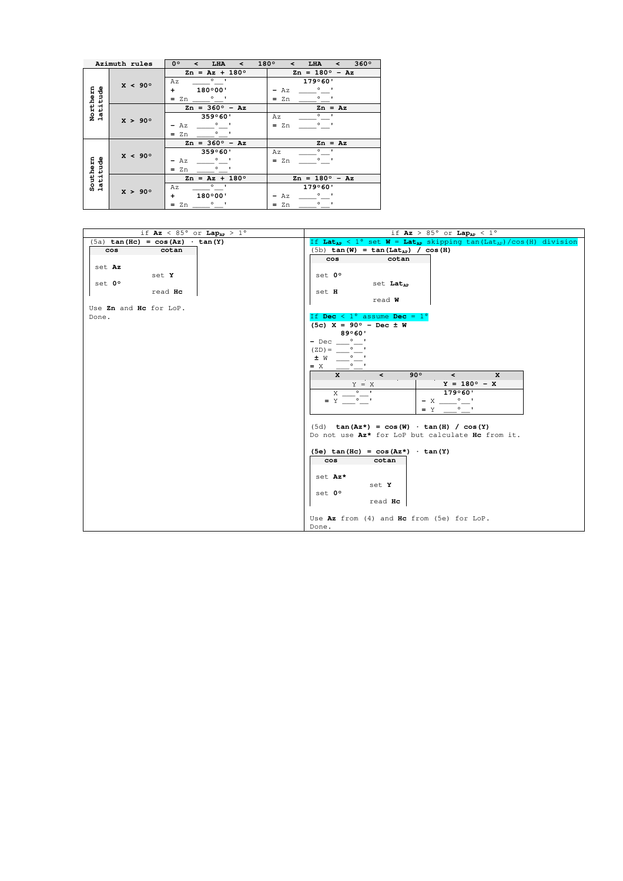| Azimuth rules | | 0° < LHA < 180° | 180° < LHA < 360° |
|---|---|---|---|
| Northern latitude | X < 90° | Zn = Az + 180° | Zn = 180° − Az |
| | | Az \_\_\_°\_\_' <br> + 180°00' <br> = Zn \_\_\_°\_\_' | 179°60' <br> − Az \_\_\_°\_\_' <br> = Zn \_\_\_°\_\_' |
| | X > 90° | Zn = 360° − Az | Zn = Az |
| | | 359°60' <br> − Az \_\_\_°\_\_' <br> = Zn \_\_\_°\_\_' | Az \_\_\_°\_\_' <br> = Zn \_\_\_°\_\_' |
| Southern latitude | X < 90° | Zn = 360° − Az | Zn = Az |
| | | 359°60' <br> − Az \_\_\_°\_\_' <br> = Zn \_\_\_°\_\_' | Az \_\_\_°\_\_' <br> = Zn \_\_\_°\_\_' |
| | X > 90° | Zn = Az + 180° | Zn = 180° − Az |
| | | Az \_\_\_°\_\_' <br> + 180°00' <br> = Zn \_\_\_°\_\_' | 179°60' <br> − Az \_\_\_°\_\_' <br> = Zn \_\_\_°\_\_' |

## if **Az** < 85° or $Lat_{AP}$ > 1°

(5a) $\tan(Hc) = \cos(Az) \cdot \tan(Y)$

| cos | cotan |
|---|---|
| set **Az** | |
| | set **Y** |
| set **0°** | |
| | read **Hc** |

Use **Zn** and **Hc** for LoP.
Done.

## if **Az** > 85° or $Lat_{AP}$ < 1°

If $Lat_{AP}$ < 1° set **W** = $Lat_{AP}$ skipping $\tan(Lat_{AP})/\cos(H)$ division

(5b) $\tan(W) = \tan(Lat_{AP}) \;/\; \cos(H)$

| cos | cotan |
|---|---|
| set **0°** | |
| | set $Lat_{AP}$ |
| set **H** | |
| | read **W** |

If **Dec** < 1° assume **Dec** = 1°

**(5c)** $X = 90° - Dec \pm W$

89°60'
− Dec \_\_\_°\_\_'
(ZD) = \_\_\_°\_\_'
± W \_\_\_°\_\_'
= X \_\_\_°\_\_'

| X < 90° | 90° < X |
|---|---|
| Y = X | **Y = 180° − X** |
| X \_\_\_°\_\_' <br> = Y \_\_\_°\_\_' | 179°60' <br> − X \_\_\_°\_\_' <br> = Y \_\_\_°\_\_' |

(5d) $\tan(Az^*) = \cos(W) \cdot \tan(H) \;/\; \cos(Y)$

Do not use **Az\*** for LoP but calculate **Hc** from it.

**(5e)** $\tan(Hc) = \cos(Az^*) \cdot \tan(Y)$

| cos | cotan |
|---|---|
| set **Az\*** | |
| | set **Y** |
| set **0°** | |
| | read **Hc** |

Use **Az** from (4) and **Hc** from (5e) for LoP.
Done.